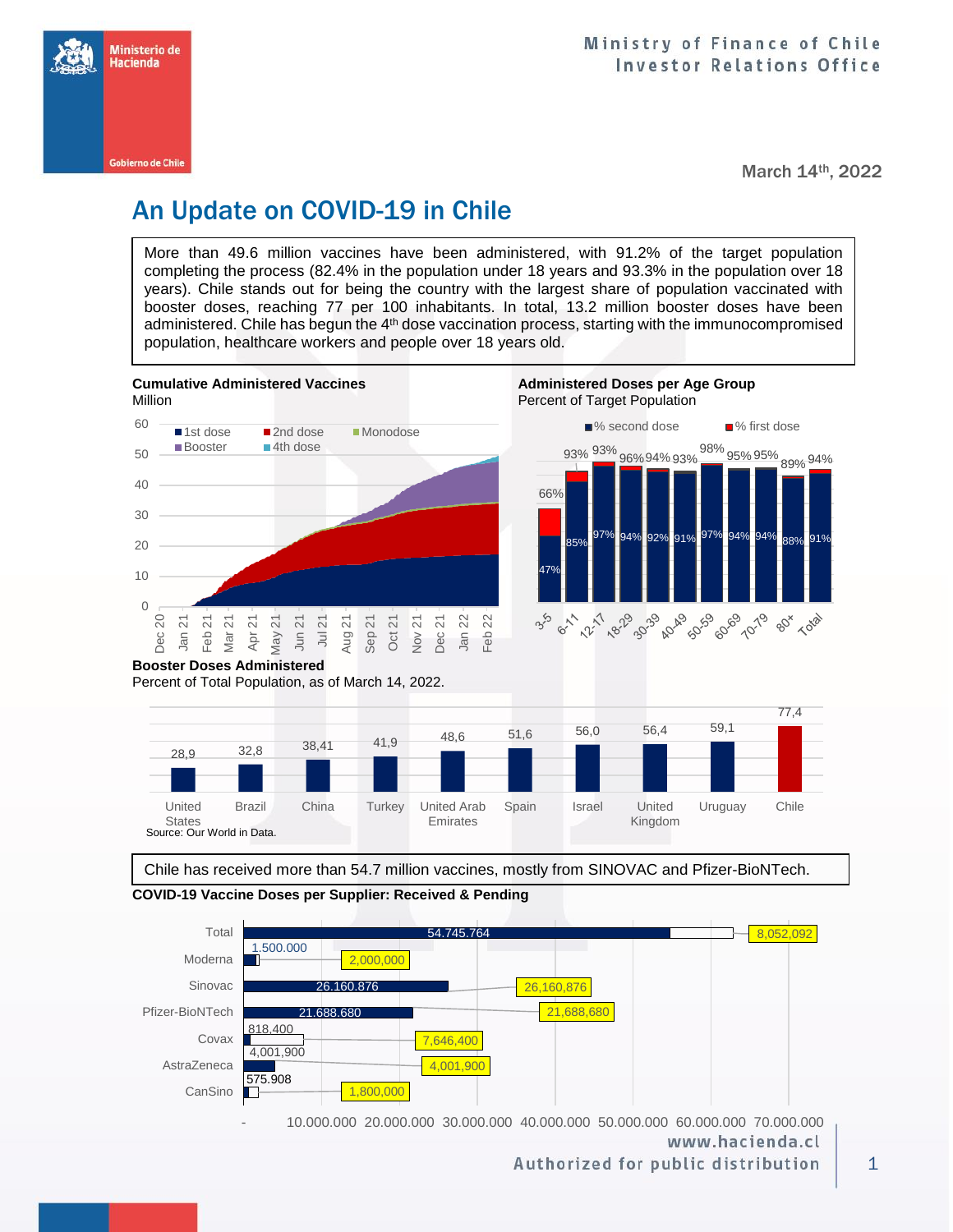# An Update on COVID-19 in Chile

March 14th, 2022

More than 49.6 million vaccines have been administered, with 91.2% of the target population completing the process (82.4% in the population under 18 years and 93.3% in the population over 18 years). Chile stands out for being the country with the largest share of population vaccinated with booster doses, reaching 77 per 100 inhabitants. In total, 13.2 million booster doses have been administered. Chile has begun the 4th dose vaccination process, starting with the immunocompromised population, healthcare workers and people over 18 years old.

**Cumulative Administered Vaccines**
Million

**Administered Doses per Age Group**
Percent of Target Population

| Age group | % second dose | % first dose |
|---|---|---|
| 3-5 | 47% | 66% |
| 6-11 | 85% | 93% |
| 12-17 | 97% | 93% |
| 18-29 | 94% | 96% |
| 30-39 | 92% | 94% |
| 40-49 | 91% | 93% |
| 50-59 | 97% | 98% |
| 60-69 | 94% | 95% |
| 70-79 | 94% | 95% |
| 80+ | 88% | 89% |
| Total | 91% | 94% |

**Booster Doses Administered**
Percent of Total Population, as of March 14, 2022.

| Country | Booster doses |
|---|---|
| United States | 28,9 |
| Brazil | 32,8 |
| China | 38,41 |
| Turkey | 41,9 |
| United Arab Emirates | 48,6 |
| Spain | 51,6 |
| Israel | 56,0 |
| United Kingdom | 56,4 |
| Uruguay | 59,1 |
| Chile | 77,4 |

Source: Our World in Data.

Chile has received more than 54.7 million vaccines, mostly from SINOVAC and Pfizer-BioNTech.

**COVID-19 Vaccine Doses per Supplier: Received & Pending**

| Supplier | Received | Total |
|---|---|---|
| Total | 54.745.764 | 8,052,092 |
| Moderna | 1.500.000 | 2,000,000 |
| Sinovac | 26.160.876 | 26,160,876 |
| Pfizer-BioNTech | 21.688.680 | 21,688,680 |
| Covax | 818,400 | 7,646,400 |
| AstraZeneca | 4,001,900 | 4,001,900 |
| CanSino | 575.908 | 1,800,000 |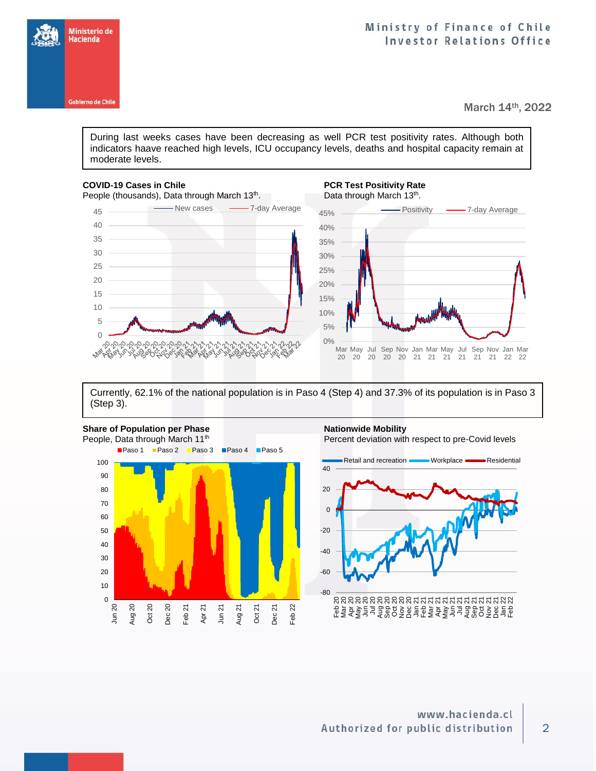During last weeks cases have been decreasing as well PCR test positivity rates. Although both indicators haave reached high levels, ICU occupancy levels, deaths and hospital capacity remain at moderate levels.

**COVID-19 Cases in Chile**
People (thousands), Data through March 13th.

**PCR Test Positivity Rate**
Data through March 13th.

Currently, 62.1% of the national population is in Paso 4 (Step 4) and 37.3% of its population is in Paso 3 (Step 3).

**Share of Population per Phase**
People, Data through March 11th

**Nationwide Mobility**
Percent deviation with respect to pre-Covid levels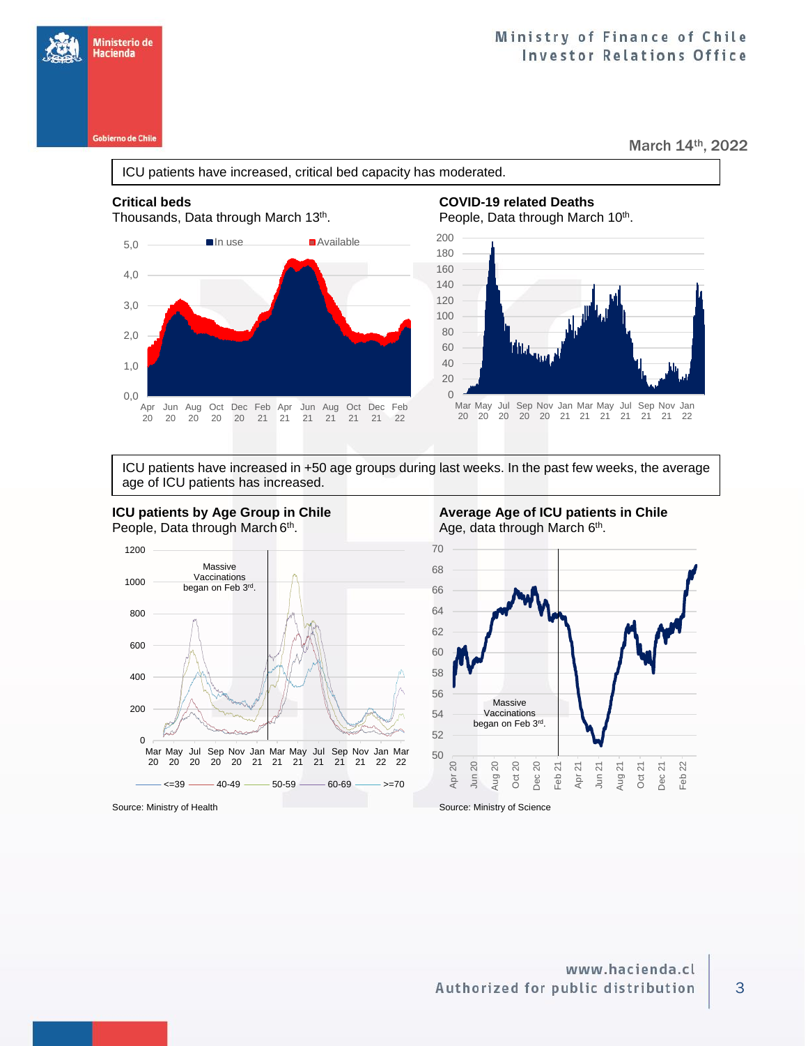March 14th, 2022

ICU patients have increased, critical bed capacity has moderated.

**Critical beds**
Thousands, Data through March 13th.

In use
Available

5,0
4,0
3,0
2,0
1,0
0,0

Apr 20 Jun 20 Aug 20 Oct 20 Dec 20 Feb 21 Apr 21 Jun 21 Aug 21 Oct 21 Dec 21 Feb 22

**COVID-19 related Deaths**
People, Data through March 10th.

200
180
160
140
120
100
80
60
40
20
0

Mar 20 May 20 Jul 20 Sep 20 Nov 20 Jan 21 Mar 21 May 21 Jul 21 Sep 21 Nov 21 Jan 22

ICU patients have increased in +50 age groups during last weeks. In the past few weeks, the average age of ICU patients has increased.

**ICU patients by Age Group in Chile**
People, Data through March 6th.

1200
1000
800
600
400
200
0

Massive Vaccinations began on Feb 3rd.

Mar 20 May 20 Jul 20 Sep 20 Nov 20 Jan 21 Mar 21 May 21 Jul 21 Sep 21 Nov 21 Jan 22 Mar 22

<=39
40-49
50-59
60-69
>=70

Source: Ministry of Health

**Average Age of ICU patients in Chile**
Age, data through March 6th.

70
68
66
64
62
60
58
56
54
52
50

Massive Vaccinations began on Feb 3rd.

Apr 20 Jun 20 Aug 20 Oct 20 Dec 20 Feb 21 Apr 21 Jun 21 Aug 21 Oct 21 Dec 21 Feb 22

Source: Ministry of Science